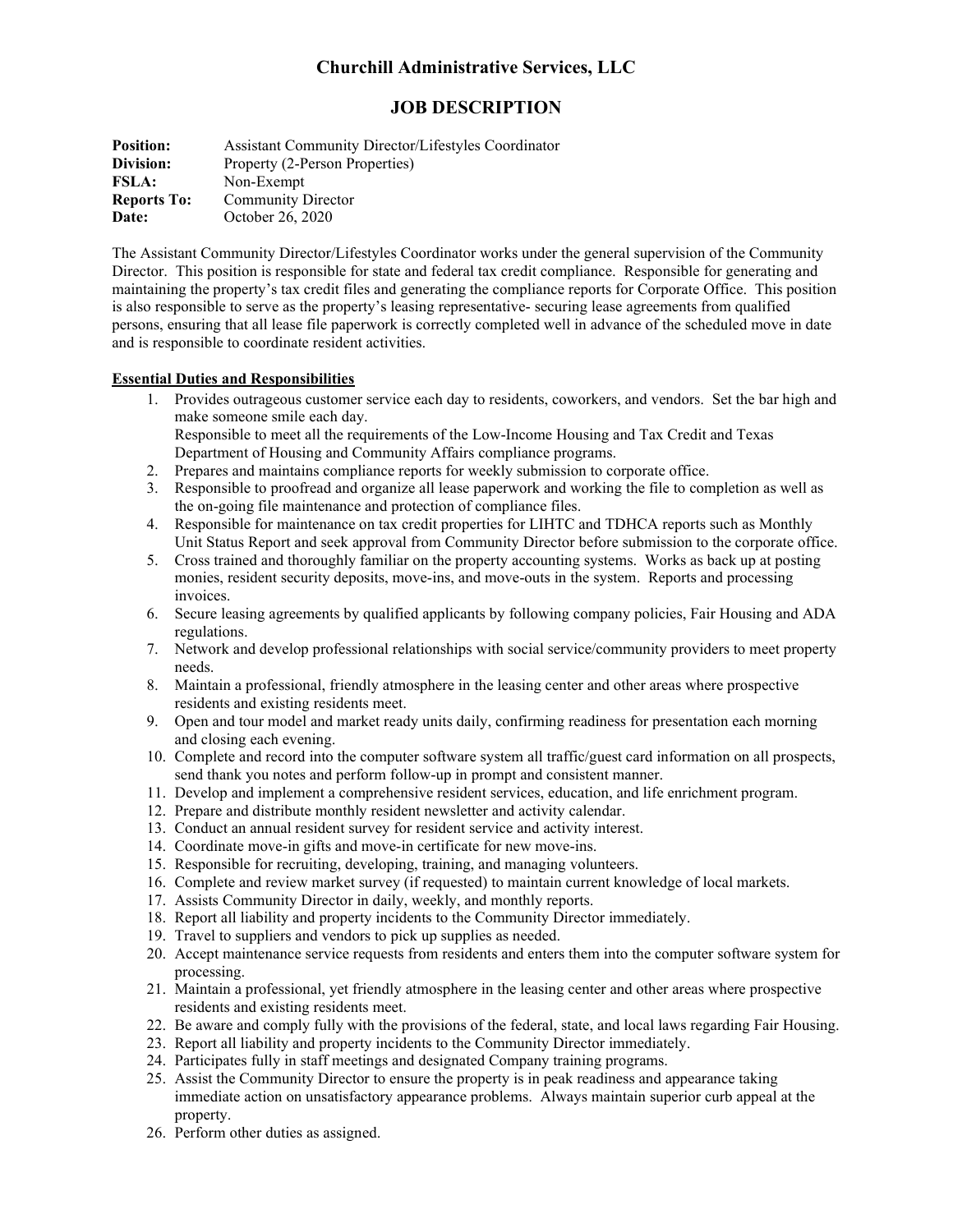# Churchill Administrative Services, LLC

## JOB DESCRIPTION

**Position:** Assistant Community Director/Lifestyles Coordinator
**Division:** Property (2-Person Properties)
**FSLA:** Non-Exempt
**Reports To:** Community Director
**Date:** October 26, 2020

The Assistant Community Director/Lifestyles Coordinator works under the general supervision of the Community Director. This position is responsible for state and federal tax credit compliance. Responsible for generating and maintaining the property's tax credit files and generating the compliance reports for Corporate Office. This position is also responsible to serve as the property's leasing representative- securing lease agreements from qualified persons, ensuring that all lease file paperwork is correctly completed well in advance of the scheduled move in date and is responsible to coordinate resident activities.

**Essential Duties and Responsibilities**

1. Provides outrageous customer service each day to residents, coworkers, and vendors. Set the bar high and make someone smile each day.
   Responsible to meet all the requirements of the Low-Income Housing and Tax Credit and Texas Department of Housing and Community Affairs compliance programs.
2. Prepares and maintains compliance reports for weekly submission to corporate office.
3. Responsible to proofread and organize all lease paperwork and working the file to completion as well as the on-going file maintenance and protection of compliance files.
4. Responsible for maintenance on tax credit properties for LIHTC and TDHCA reports such as Monthly Unit Status Report and seek approval from Community Director before submission to the corporate office.
5. Cross trained and thoroughly familiar on the property accounting systems. Works as back up at posting monies, resident security deposits, move-ins, and move-outs in the system. Reports and processing invoices.
6. Secure leasing agreements by qualified applicants by following company policies, Fair Housing and ADA regulations.
7. Network and develop professional relationships with social service/community providers to meet property needs.
8. Maintain a professional, friendly atmosphere in the leasing center and other areas where prospective residents and existing residents meet.
9. Open and tour model and market ready units daily, confirming readiness for presentation each morning and closing each evening.
10. Complete and record into the computer software system all traffic/guest card information on all prospects, send thank you notes and perform follow-up in prompt and consistent manner.
11. Develop and implement a comprehensive resident services, education, and life enrichment program.
12. Prepare and distribute monthly resident newsletter and activity calendar.
13. Conduct an annual resident survey for resident service and activity interest.
14. Coordinate move-in gifts and move-in certificate for new move-ins.
15. Responsible for recruiting, developing, training, and managing volunteers.
16. Complete and review market survey (if requested) to maintain current knowledge of local markets.
17. Assists Community Director in daily, weekly, and monthly reports.
18. Report all liability and property incidents to the Community Director immediately.
19. Travel to suppliers and vendors to pick up supplies as needed.
20. Accept maintenance service requests from residents and enters them into the computer software system for processing.
21. Maintain a professional, yet friendly atmosphere in the leasing center and other areas where prospective residents and existing residents meet.
22. Be aware and comply fully with the provisions of the federal, state, and local laws regarding Fair Housing.
23. Report all liability and property incidents to the Community Director immediately.
24. Participates fully in staff meetings and designated Company training programs.
25. Assist the Community Director to ensure the property is in peak readiness and appearance taking immediate action on unsatisfactory appearance problems. Always maintain superior curb appeal at the property.
26. Perform other duties as assigned.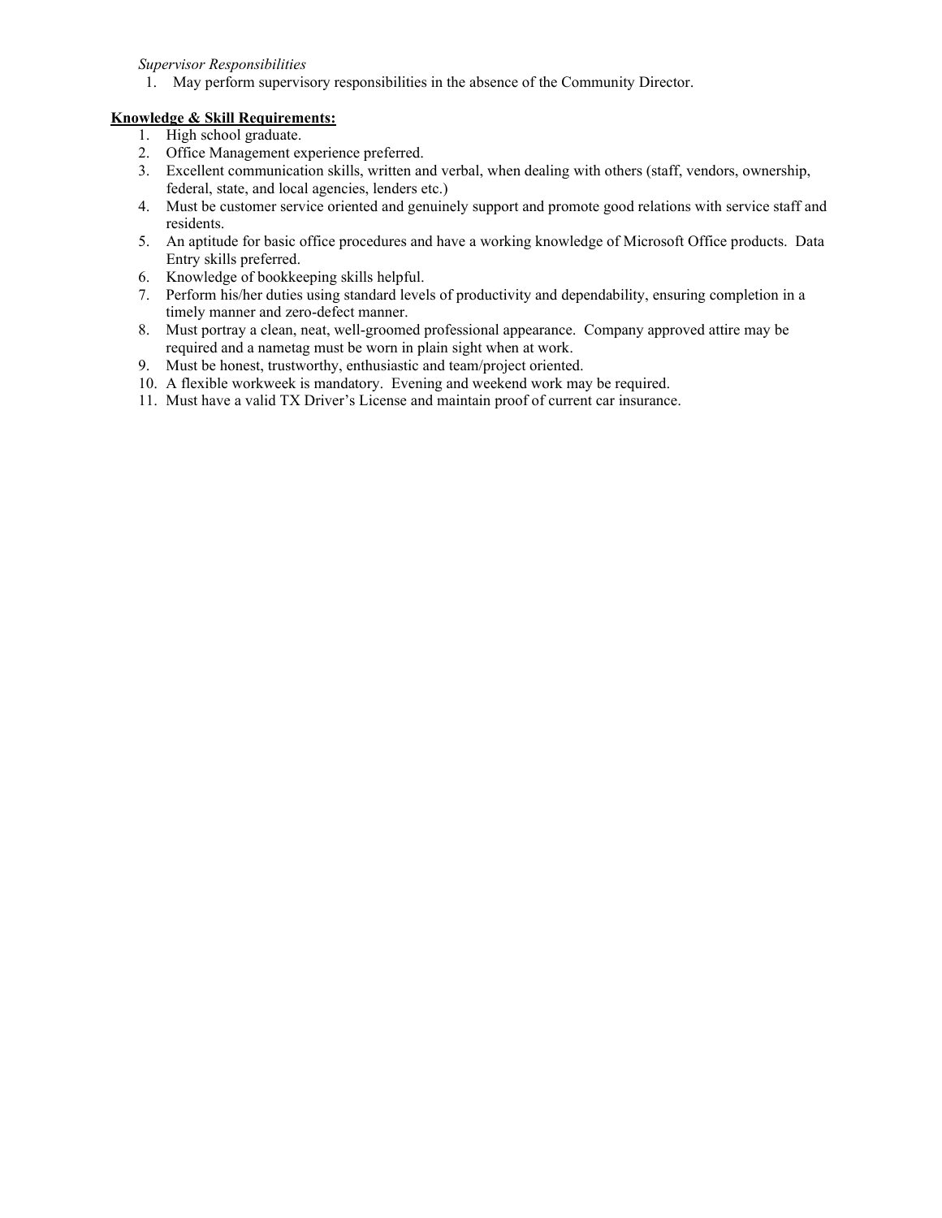*Supervisor Responsibilities*

1. May perform supervisory responsibilities in the absence of the Community Director.

**Knowledge & Skill Requirements:**

1. High school graduate.
2. Office Management experience preferred.
3. Excellent communication skills, written and verbal, when dealing with others (staff, vendors, ownership, federal, state, and local agencies, lenders etc.)
4. Must be customer service oriented and genuinely support and promote good relations with service staff and residents.
5. An aptitude for basic office procedures and have a working knowledge of Microsoft Office products. Data Entry skills preferred.
6. Knowledge of bookkeeping skills helpful.
7. Perform his/her duties using standard levels of productivity and dependability, ensuring completion in a timely manner and zero-defect manner.
8. Must portray a clean, neat, well-groomed professional appearance. Company approved attire may be required and a nametag must be worn in plain sight when at work.
9. Must be honest, trustworthy, enthusiastic and team/project oriented.
10. A flexible workweek is mandatory. Evening and weekend work may be required.
11. Must have a valid TX Driver's License and maintain proof of current car insurance.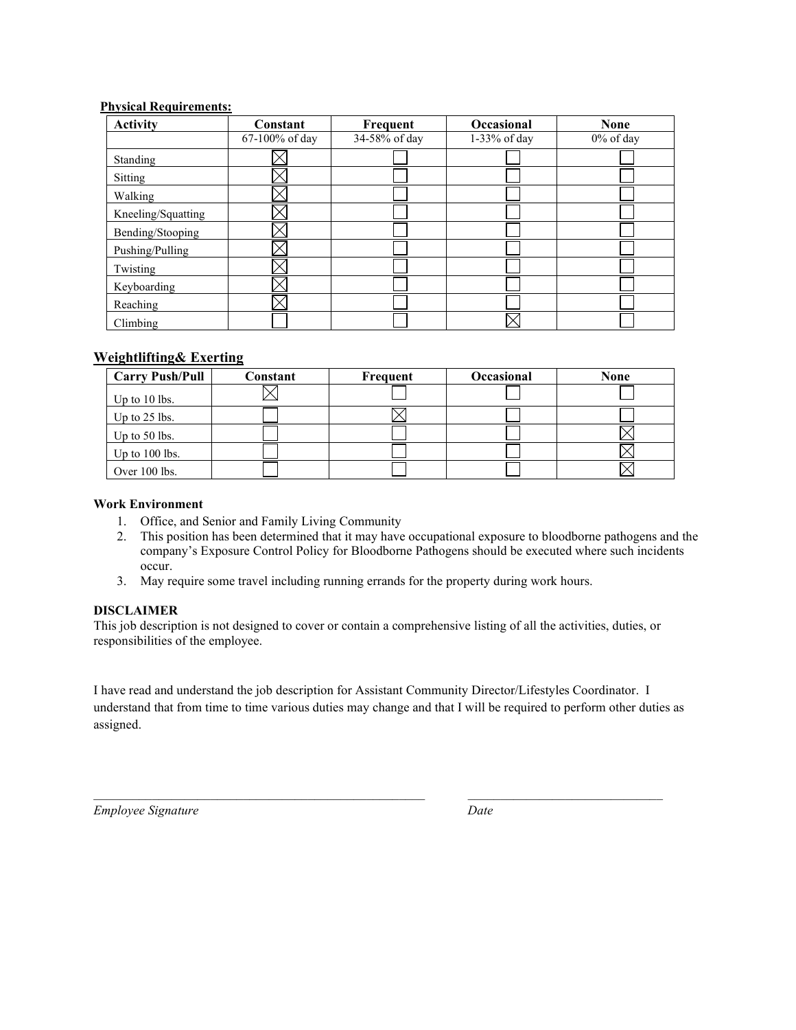**Physical Requirements:**

| Activity | Constant | Frequent | Occasional | None |
|---|---|---|---|---|
| | 67-100% of day | 34-58% of day | 1-33% of day | 0% of day |
| Standing | ☒ | ☐ | ☐ | ☐ |
| Sitting | ☒ | ☐ | ☐ | ☐ |
| Walking | ☒ | ☐ | ☐ | ☐ |
| Kneeling/Squatting | ☒ | ☐ | ☐ | ☐ |
| Bending/Stooping | ☒ | ☐ | ☐ | ☐ |
| Pushing/Pulling | ☒ | ☐ | ☐ | ☐ |
| Twisting | ☒ | ☐ | ☐ | ☐ |
| Keyboarding | ☒ | ☐ | ☐ | ☐ |
| Reaching | ☒ | ☐ | ☐ | ☐ |
| Climbing | ☐ | ☐ | ☒ | ☐ |

## Weightlifting& Exerting

| Carry Push/Pull | Constant | Frequent | Occasional | None |
|---|---|---|---|---|
| Up to 10 lbs. | ☒ | ☐ | ☐ | ☐ |
| Up to 25 lbs. | ☐ | ☒ | ☐ | ☐ |
| Up to 50 lbs. | ☐ | ☐ | ☐ | ☒ |
| Up to 100 lbs. | ☐ | ☐ | ☐ | ☒ |
| Over 100 lbs. | ☐ | ☐ | ☐ | ☒ |

**Work Environment**

1. Office, and Senior and Family Living Community
2. This position has been determined that it may have occupational exposure to bloodborne pathogens and the company's Exposure Control Policy for Bloodborne Pathogens should be executed where such incidents occur.
3. May require some travel including running errands for the property during work hours.

**DISCLAIMER**

This job description is not designed to cover or contain a comprehensive listing of all the activities, duties, or responsibilities of the employee.

I have read and understand the job description for Assistant Community Director/Lifestyles Coordinator. I understand that from time to time various duties may change and that I will be required to perform other duties as assigned.

_______________________________________________ &nbsp;&nbsp;&nbsp;&nbsp; ______________________________

*Employee Signature* &nbsp;&nbsp;&nbsp;&nbsp; *Date*